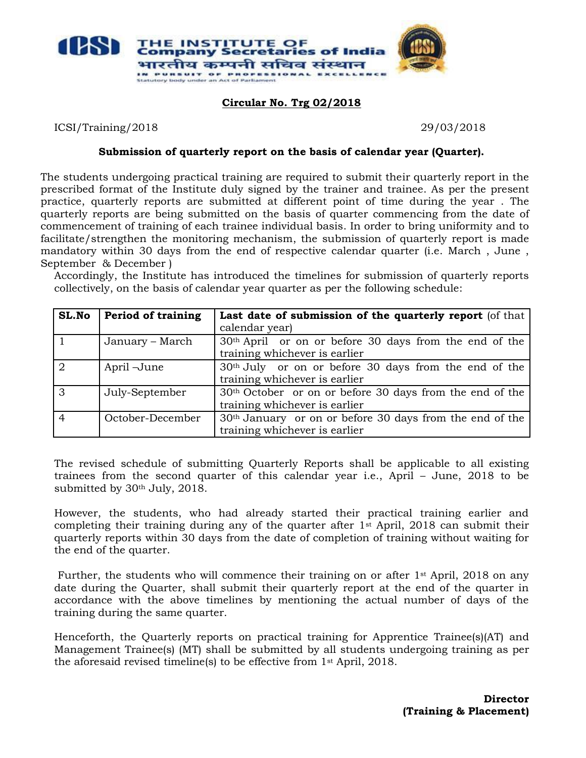THE INSTITUTE OF Company Secretaries of India
भारतीय कम्पनी सचिव संस्थान
IN PURSUIT OF PROFESSIONAL EXCELLENCE
Statutory body under an Act of Parliament

**Circular No. Trg 02/2018**

ICSI/Training/2018 29/03/2018

**Submission of quarterly report on the basis of calendar year (Quarter).**

The students undergoing practical training are required to submit their quarterly report in the prescribed format of the Institute duly signed by the trainer and trainee. As per the present practice, quarterly reports are submitted at different point of time during the year . The quarterly reports are being submitted on the basis of quarter commencing from the date of commencement of training of each trainee individual basis. In order to bring uniformity and to facilitate/strengthen the monitoring mechanism, the submission of quarterly report is made mandatory within 30 days from the end of respective calendar quarter (i.e. March , June , September & December )

Accordingly, the Institute has introduced the timelines for submission of quarterly reports collectively, on the basis of calendar year quarter as per the following schedule:

| SL.No | Period of training | Last date of submission of the quarterly report (of that calendar year) |
|---|---|---|
| 1 | January – March | 30th April or on or before 30 days from the end of the training whichever is earlier |
| 2 | April –June | 30th July or on or before 30 days from the end of the training whichever is earlier |
| 3 | July-September | 30th October or on or before 30 days from the end of the training whichever is earlier |
| 4 | October-December | 30th January or on or before 30 days from the end of the training whichever is earlier |

The revised schedule of submitting Quarterly Reports shall be applicable to all existing trainees from the second quarter of this calendar year i.e., April – June, 2018 to be submitted by 30th July, 2018.

However, the students, who had already started their practical training earlier and completing their training during any of the quarter after 1st April, 2018 can submit their quarterly reports within 30 days from the date of completion of training without waiting for the end of the quarter.

Further, the students who will commence their training on or after 1st April, 2018 on any date during the Quarter, shall submit their quarterly report at the end of the quarter in accordance with the above timelines by mentioning the actual number of days of the training during the same quarter.

Henceforth, the Quarterly reports on practical training for Apprentice Trainee(s)(AT) and Management Trainee(s) (MT) shall be submitted by all students undergoing training as per the aforesaid revised timeline(s) to be effective from 1st April, 2018.

**Director**
**(Training & Placement)**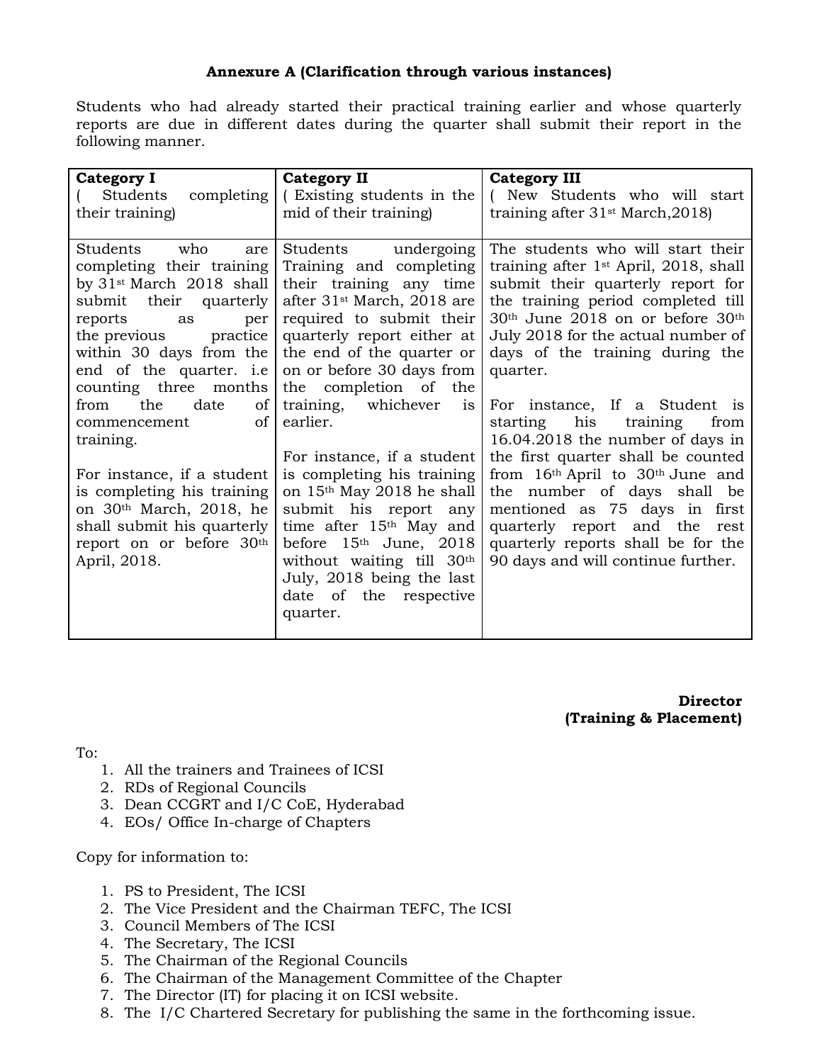## Annexure A (Clarification through various instances)

Students who had already started their practical training earlier and whose quarterly reports are due in different dates during the quarter shall submit their report in the following manner.

| **Category I** ( Students completing their training) | **Category II** ( Existing students in the mid of their training) | **Category III** ( New Students who will start training after 31st March,2018) |
|---|---|---|
| Students who are completing their training by 31st March 2018 shall submit their quarterly reports as per the previous practice within 30 days from the end of the quarter. i.e counting three months from the date of commencement of training.<br><br>For instance, if a student is completing his training on 30th March, 2018, he shall submit his quarterly report on or before 30th April, 2018. | Students undergoing Training and completing their training any time after 31st March, 2018 are required to submit their quarterly report either at the end of the quarter or on or before 30 days from the completion of the training, whichever is earlier.<br><br>For instance, if a student is completing his training on 15th May 2018 he shall submit his report any time after 15th May and before 15th June, 2018 without waiting till 30th July, 2018 being the last date of the respective quarter. | The students who will start their training after 1st April, 2018, shall submit their quarterly report for the training period completed till 30th June 2018 on or before 30th July 2018 for the actual number of days of the training during the quarter.<br><br>For instance, If a Student is starting his training from 16.04.2018 the number of days in the first quarter shall be counted from 16th April to 30th June and the number of days shall be mentioned as 75 days in first quarterly report and the rest quarterly reports shall be for the 90 days and will continue further. |

**Director**
**(Training & Placement)**

To:

1. All the trainers and Trainees of ICSI
2. RDs of Regional Councils
3. Dean CCGRT and I/C CoE, Hyderabad
4. EOs/ Office In-charge of Chapters

Copy for information to:

1. PS to President, The ICSI
2. The Vice President and the Chairman TEFC, The ICSI
3. Council Members of The ICSI
4. The Secretary, The ICSI
5. The Chairman of the Regional Councils
6. The Chairman of the Management Committee of the Chapter
7. The Director (IT) for placing it on ICSI website.
8. The I/C Chartered Secretary for publishing the same in the forthcoming issue.